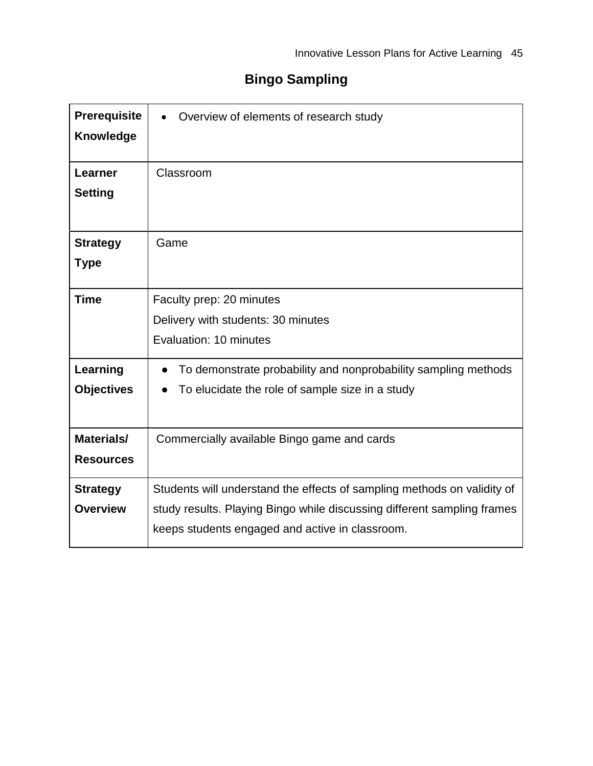# Bingo Sampling

| | |
|---|---|
| **Prerequisite Knowledge** | • Overview of elements of research study |
| **Learner Setting** | Classroom |
| **Strategy Type** | Game |
| **Time** | Faculty prep: 20 minutes<br>Delivery with students: 30 minutes<br>Evaluation: 10 minutes |
| **Learning Objectives** | ● To demonstrate probability and nonprobability sampling methods<br>● To elucidate the role of sample size in a study |
| **Materials/ Resources** | Commercially available Bingo game and cards |
| **Strategy Overview** | Students will understand the effects of sampling methods on validity of study results. Playing Bingo while discussing different sampling frames keeps students engaged and active in classroom. |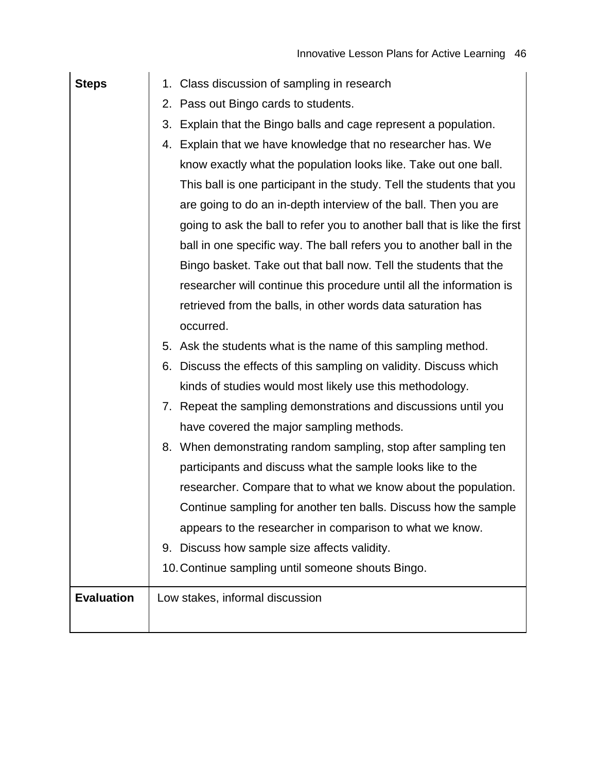| | |
|---|---|
| **Steps** | 1. Class discussion of sampling in research<br>2. Pass out Bingo cards to students.<br>3. Explain that the Bingo balls and cage represent a population.<br>4. Explain that we have knowledge that no researcher has. We know exactly what the population looks like. Take out one ball. This ball is one participant in the study. Tell the students that you are going to do an in-depth interview of the ball. Then you are going to ask the ball to refer you to another ball that is like the first ball in one specific way. The ball refers you to another ball in the Bingo basket. Take out that ball now. Tell the students that the researcher will continue this procedure until all the information is retrieved from the balls, in other words data saturation has occurred.<br>5. Ask the students what is the name of this sampling method.<br>6. Discuss the effects of this sampling on validity. Discuss which kinds of studies would most likely use this methodology.<br>7. Repeat the sampling demonstrations and discussions until you have covered the major sampling methods.<br>8. When demonstrating random sampling, stop after sampling ten participants and discuss what the sample looks like to the researcher. Compare that to what we know about the population. Continue sampling for another ten balls. Discuss how the sample appears to the researcher in comparison to what we know.<br>9. Discuss how sample size affects validity.<br>10. Continue sampling until someone shouts Bingo. |
| **Evaluation** | Low stakes, informal discussion |